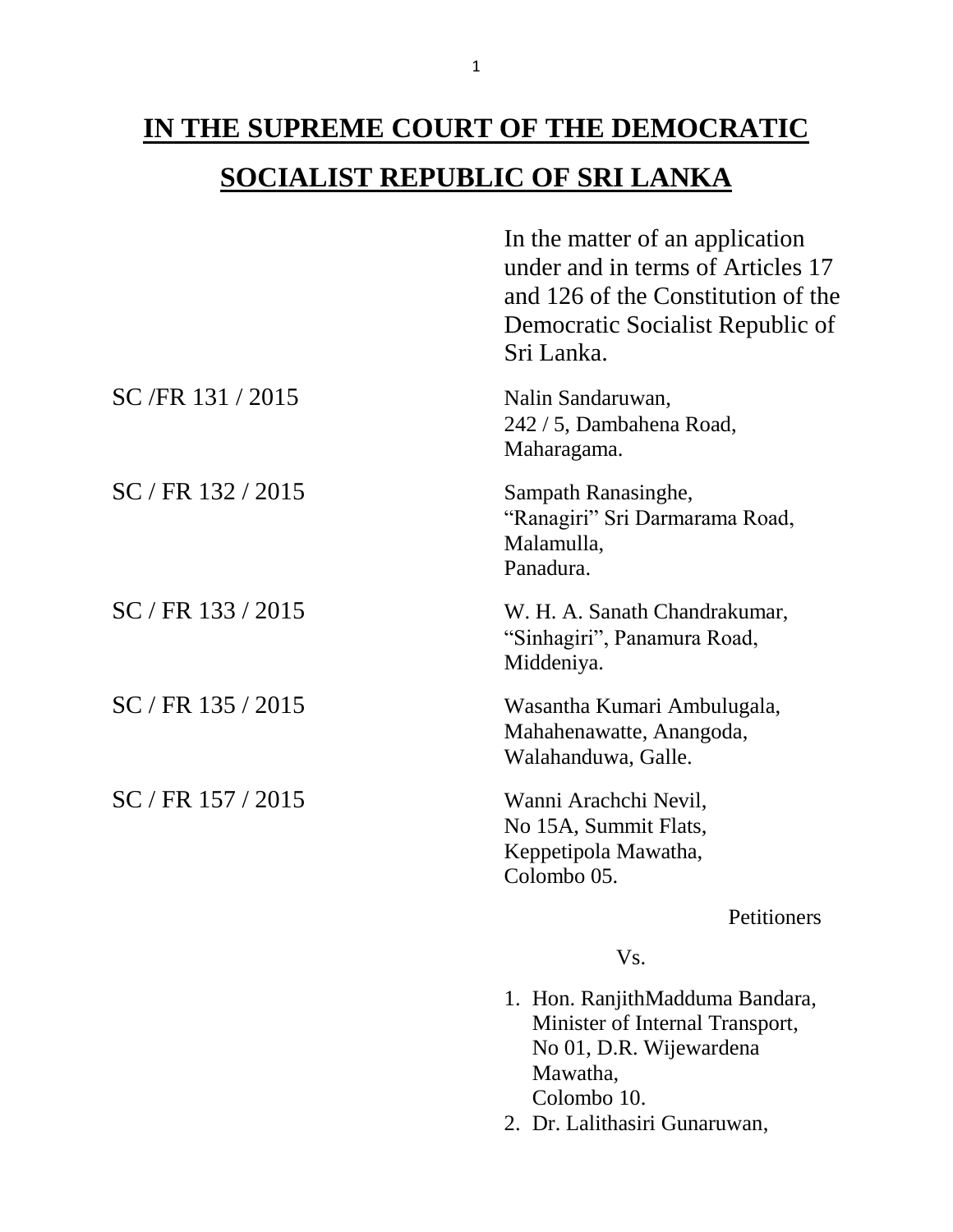# IN THE SUPREME COURT OF THE DEMOCRATIC SOCIALIST REPUBLIC OF SRI LANKA

In the matter of an application under and in terms of Articles 17 and 126 of the Constitution of the Democratic Socialist Republic of Sri Lanka.

SC /FR 131 / 2015

Nalin Sandaruwan,
242 / 5, Dambahena Road,
Maharagama.

SC / FR 132 / 2015

Sampath Ranasinghe,
"Ranagiri" Sri Darmarama Road,
Malamulla,
Panadura.

SC / FR 133 / 2015

W. H. A. Sanath Chandrakumar,
"Sinhagiri", Panamura Road,
Middeniya.

SC / FR 135 / 2015

Wasantha Kumari Ambulugala,
Mahahenawatte, Anangoda,
Walahanduwa, Galle.

SC / FR 157 / 2015

Wanni Arachchi Nevil,
No 15A, Summit Flats,
Keppetipola Mawatha,
Colombo 05.

Petitioners

Vs.

1. Hon. RanjithMadduma Bandara,
   Minister of Internal Transport,
   No 01, D.R. Wijewardena Mawatha,
   Colombo 10.
2. Dr. Lalithasiri Gunaruwan,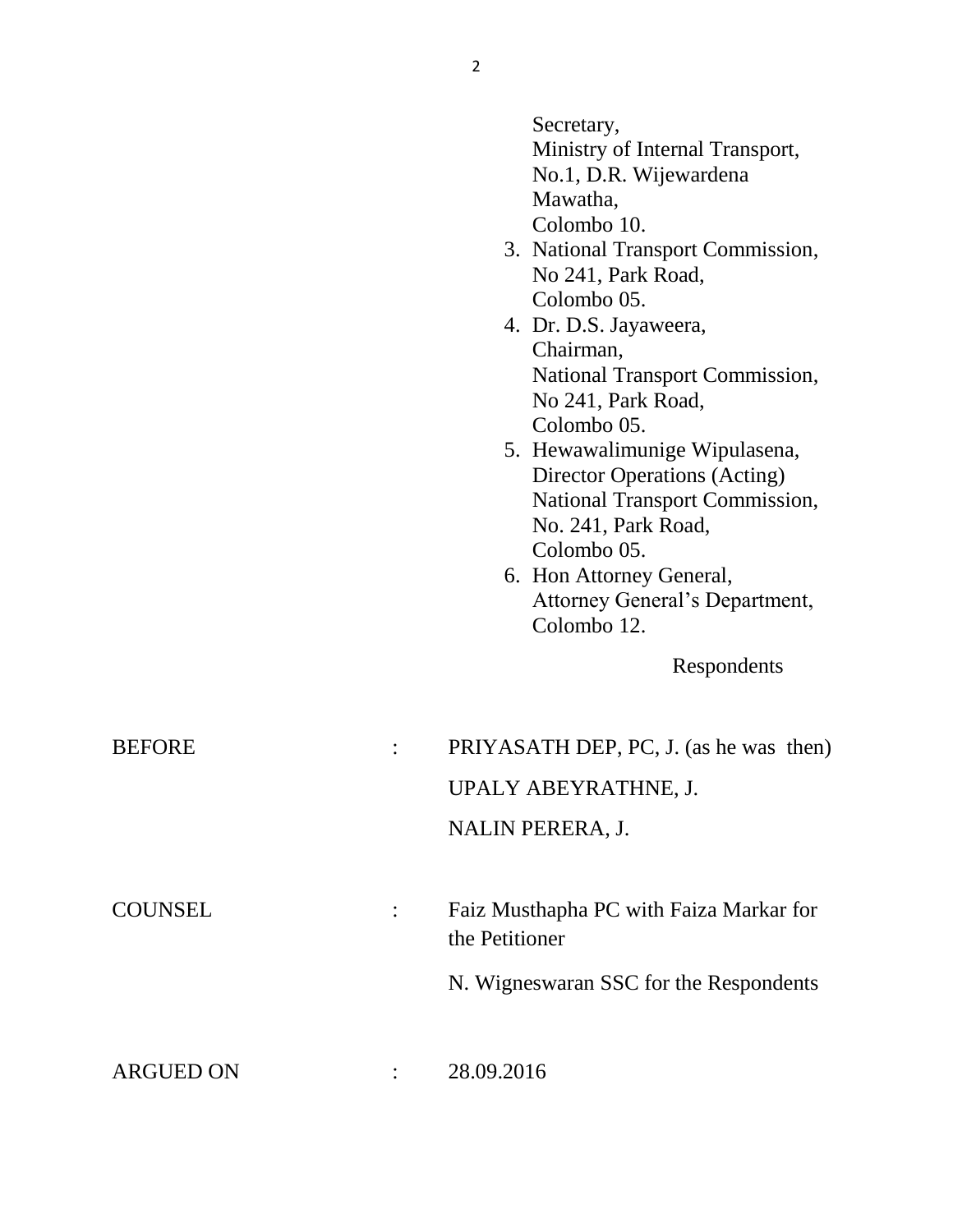Secretary,
Ministry of Internal Transport,
No.1, D.R. Wijewardena
Mawatha,
Colombo 10.

3. National Transport Commission,
   No 241, Park Road,
   Colombo 05.
4. Dr. D.S. Jayaweera,
   Chairman,
   National Transport Commission,
   No 241, Park Road,
   Colombo 05.
5. Hewawalimunige Wipulasena,
   Director Operations (Acting)
   National Transport Commission,
   No. 241, Park Road,
   Colombo 05.
6. Hon Attorney General,
   Attorney General's Department,
   Colombo 12.

Respondents

BEFORE : PRIYASATH DEP, PC, J. (as he was then)

UPALY ABEYRATHNE, J.

NALIN PERERA, J.

COUNSEL : Faiz Musthapha PC with Faiza Markar for the Petitioner

N. Wigneswaran SSC for the Respondents

ARGUED ON : 28.09.2016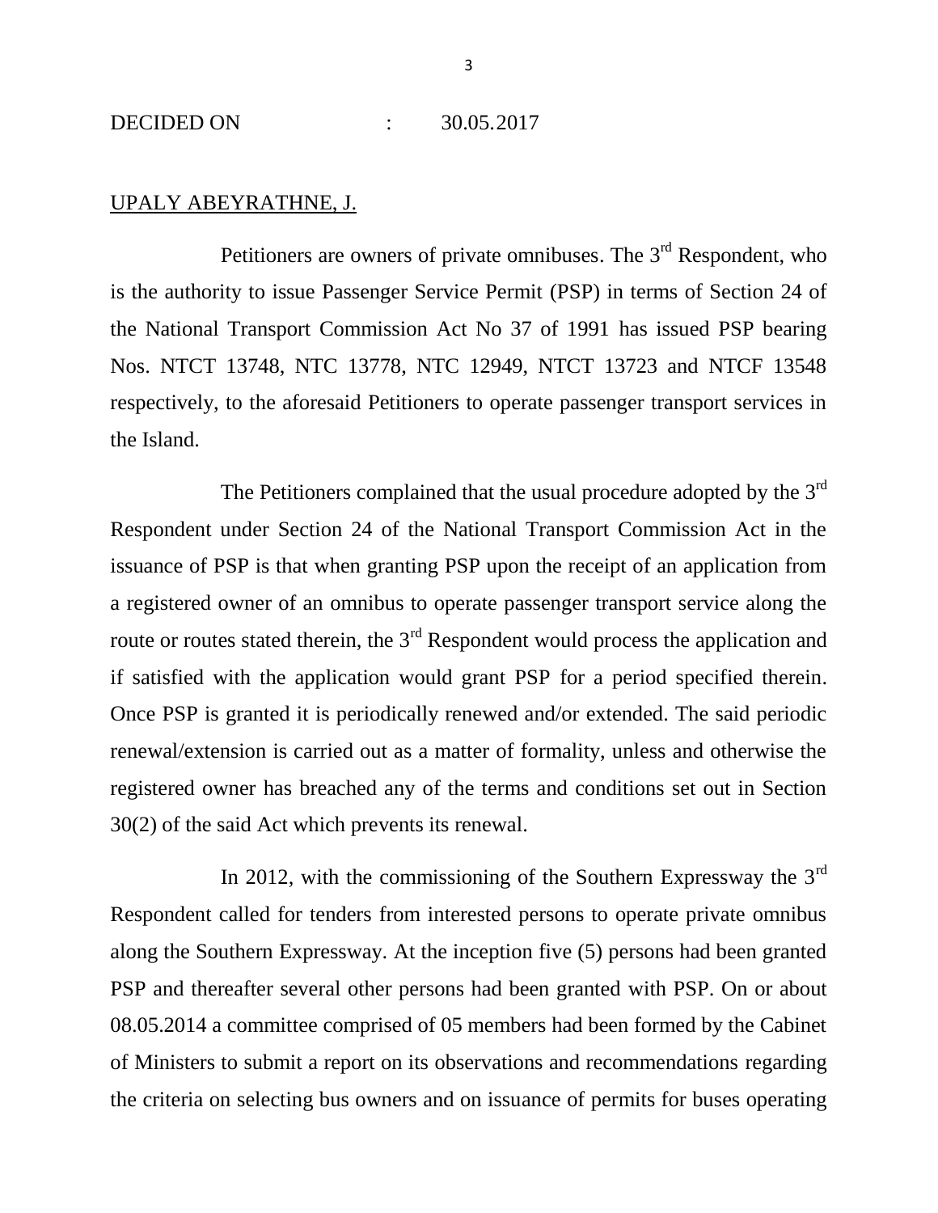DECIDED ON : 30.05.2017

UPALY ABEYRATHNE, J.

Petitioners are owners of private omnibuses. The 3rd Respondent, who is the authority to issue Passenger Service Permit (PSP) in terms of Section 24 of the National Transport Commission Act No 37 of 1991 has issued PSP bearing Nos. NTCT 13748, NTC 13778, NTC 12949, NTCT 13723 and NTCF 13548 respectively, to the aforesaid Petitioners to operate passenger transport services in the Island.

The Petitioners complained that the usual procedure adopted by the 3rd Respondent under Section 24 of the National Transport Commission Act in the issuance of PSP is that when granting PSP upon the receipt of an application from a registered owner of an omnibus to operate passenger transport service along the route or routes stated therein, the 3rd Respondent would process the application and if satisfied with the application would grant PSP for a period specified therein. Once PSP is granted it is periodically renewed and/or extended. The said periodic renewal/extension is carried out as a matter of formality, unless and otherwise the registered owner has breached any of the terms and conditions set out in Section 30(2) of the said Act which prevents its renewal.

In 2012, with the commissioning of the Southern Expressway the 3rd Respondent called for tenders from interested persons to operate private omnibus along the Southern Expressway. At the inception five (5) persons had been granted PSP and thereafter several other persons had been granted with PSP. On or about 08.05.2014 a committee comprised of 05 members had been formed by the Cabinet of Ministers to submit a report on its observations and recommendations regarding the criteria on selecting bus owners and on issuance of permits for buses operating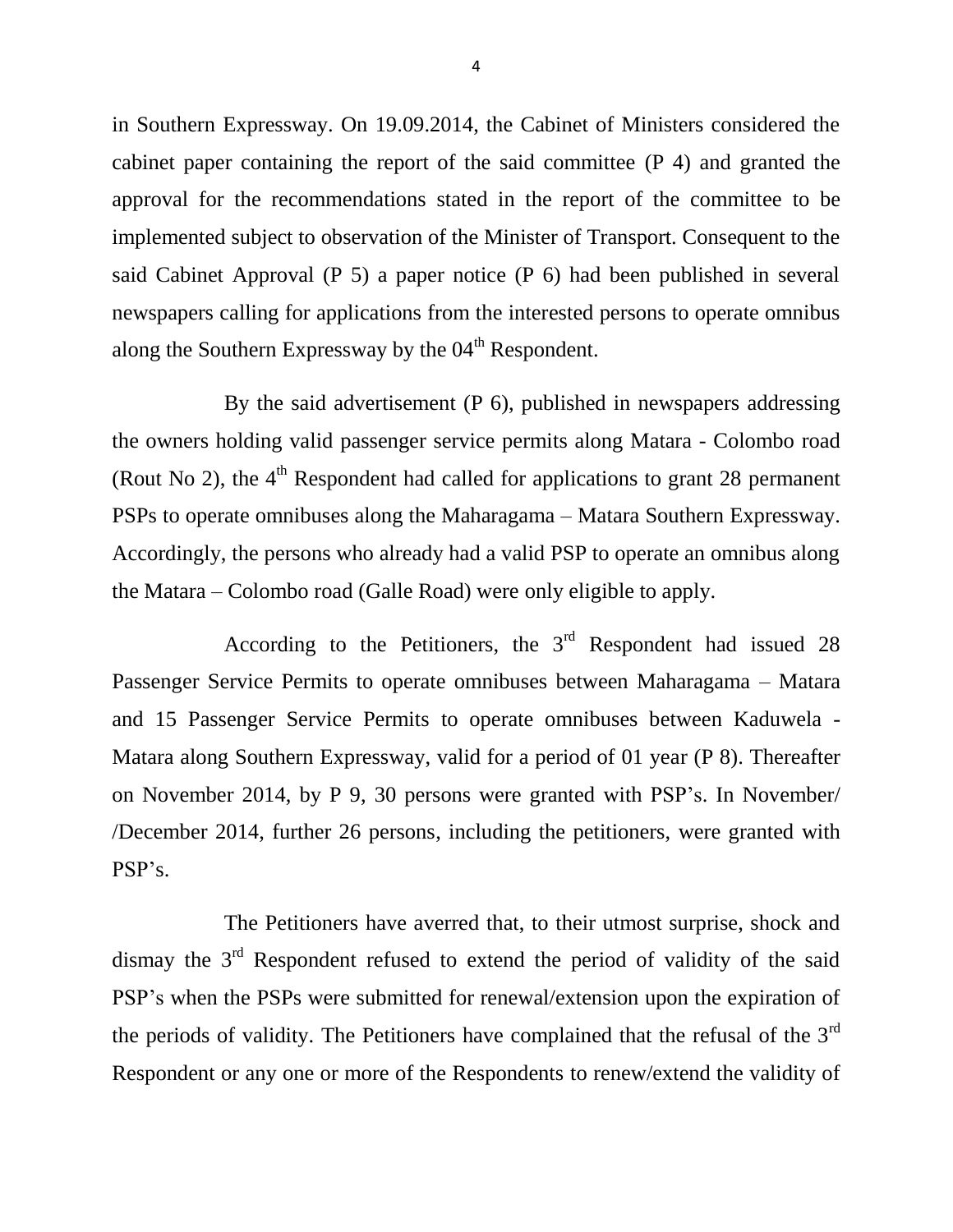in Southern Expressway. On 19.09.2014, the Cabinet of Ministers considered the cabinet paper containing the report of the said committee (P 4) and granted the approval for the recommendations stated in the report of the committee to be implemented subject to observation of the Minister of Transport. Consequent to the said Cabinet Approval (P 5) a paper notice (P 6) had been published in several newspapers calling for applications from the interested persons to operate omnibus along the Southern Expressway by the 04th Respondent.

By the said advertisement (P 6), published in newspapers addressing the owners holding valid passenger service permits along Matara - Colombo road (Rout No 2), the 4th Respondent had called for applications to grant 28 permanent PSPs to operate omnibuses along the Maharagama – Matara Southern Expressway. Accordingly, the persons who already had a valid PSP to operate an omnibus along the Matara – Colombo road (Galle Road) were only eligible to apply.

According to the Petitioners, the 3rd Respondent had issued 28 Passenger Service Permits to operate omnibuses between Maharagama – Matara and 15 Passenger Service Permits to operate omnibuses between Kaduwela - Matara along Southern Expressway, valid for a period of 01 year (P 8). Thereafter on November 2014, by P 9, 30 persons were granted with PSP's. In November/ /December 2014, further 26 persons, including the petitioners, were granted with PSP's.

The Petitioners have averred that, to their utmost surprise, shock and dismay the 3rd Respondent refused to extend the period of validity of the said PSP's when the PSPs were submitted for renewal/extension upon the expiration of the periods of validity. The Petitioners have complained that the refusal of the 3rd Respondent or any one or more of the Respondents to renew/extend the validity of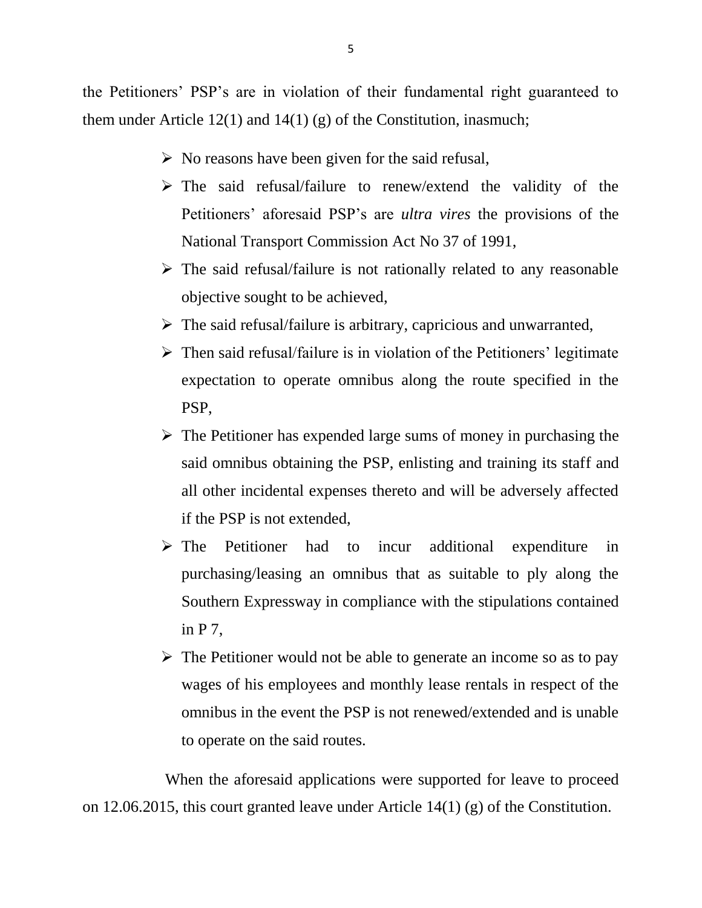the Petitioners' PSP's are in violation of their fundamental right guaranteed to them under Article 12(1) and 14(1) (g) of the Constitution, inasmuch;

- No reasons have been given for the said refusal,
- The said refusal/failure to renew/extend the validity of the Petitioners' aforesaid PSP's are *ultra vires* the provisions of the National Transport Commission Act No 37 of 1991,
- The said refusal/failure is not rationally related to any reasonable objective sought to be achieved,
- The said refusal/failure is arbitrary, capricious and unwarranted,
- Then said refusal/failure is in violation of the Petitioners' legitimate expectation to operate omnibus along the route specified in the PSP,
- The Petitioner has expended large sums of money in purchasing the said omnibus obtaining the PSP, enlisting and training its staff and all other incidental expenses thereto and will be adversely affected if the PSP is not extended,
- The Petitioner had to incur additional expenditure in purchasing/leasing an omnibus that as suitable to ply along the Southern Expressway in compliance with the stipulations contained in P 7,
- The Petitioner would not be able to generate an income so as to pay wages of his employees and monthly lease rentals in respect of the omnibus in the event the PSP is not renewed/extended and is unable to operate on the said routes.

When the aforesaid applications were supported for leave to proceed on 12.06.2015, this court granted leave under Article 14(1) (g) of the Constitution.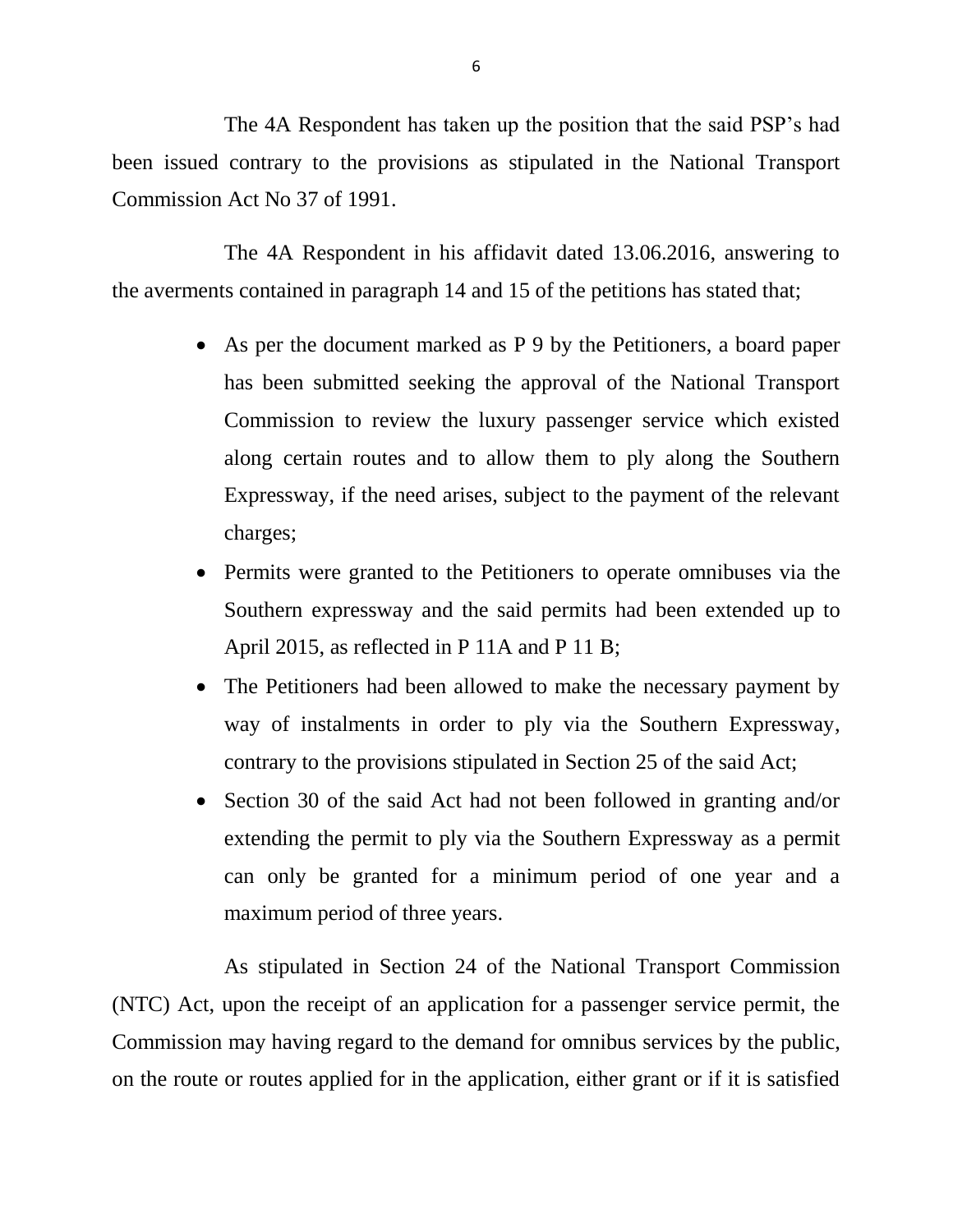The 4A Respondent has taken up the position that the said PSP's had been issued contrary to the provisions as stipulated in the National Transport Commission Act No 37 of 1991.

The 4A Respondent in his affidavit dated 13.06.2016, answering to the averments contained in paragraph 14 and 15 of the petitions has stated that;

- As per the document marked as P 9 by the Petitioners, a board paper has been submitted seeking the approval of the National Transport Commission to review the luxury passenger service which existed along certain routes and to allow them to ply along the Southern Expressway, if the need arises, subject to the payment of the relevant charges;
- Permits were granted to the Petitioners to operate omnibuses via the Southern expressway and the said permits had been extended up to April 2015, as reflected in P 11A and P 11 B;
- The Petitioners had been allowed to make the necessary payment by way of instalments in order to ply via the Southern Expressway, contrary to the provisions stipulated in Section 25 of the said Act;
- Section 30 of the said Act had not been followed in granting and/or extending the permit to ply via the Southern Expressway as a permit can only be granted for a minimum period of one year and a maximum period of three years.

As stipulated in Section 24 of the National Transport Commission (NTC) Act, upon the receipt of an application for a passenger service permit, the Commission may having regard to the demand for omnibus services by the public, on the route or routes applied for in the application, either grant or if it is satisfied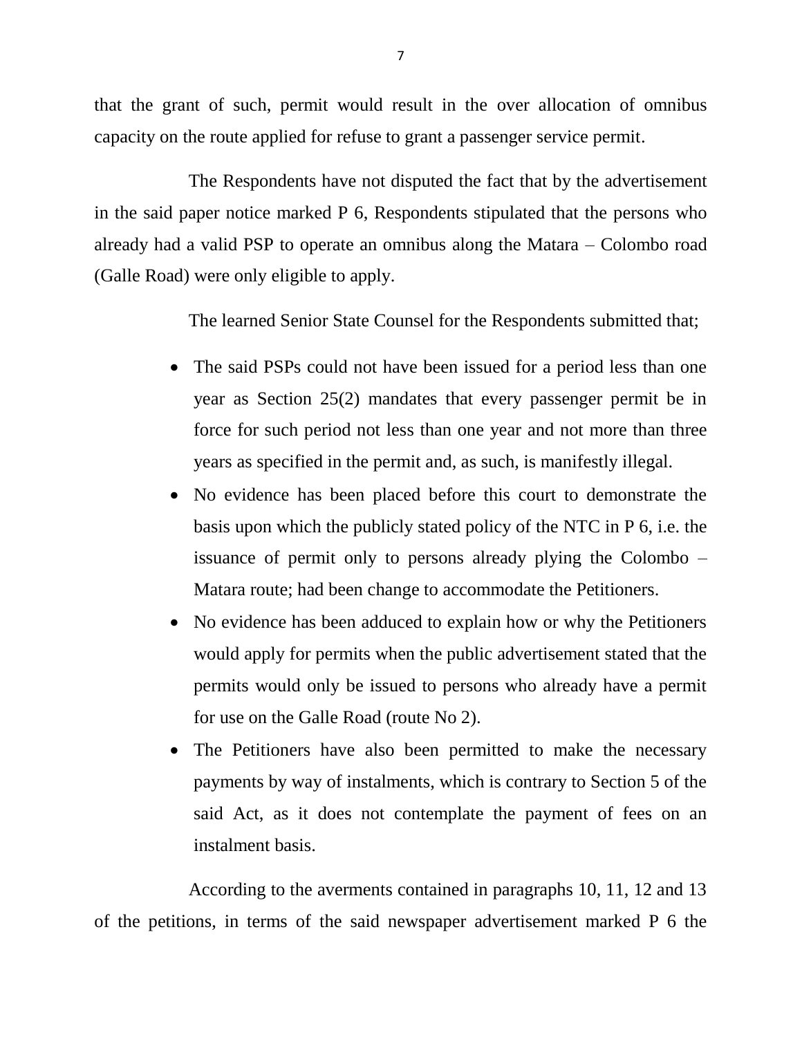that the grant of such, permit would result in the over allocation of omnibus capacity on the route applied for refuse to grant a passenger service permit.

The Respondents have not disputed the fact that by the advertisement in the said paper notice marked P 6, Respondents stipulated that the persons who already had a valid PSP to operate an omnibus along the Matara – Colombo road (Galle Road) were only eligible to apply.

The learned Senior State Counsel for the Respondents submitted that;

- The said PSPs could not have been issued for a period less than one year as Section 25(2) mandates that every passenger permit be in force for such period not less than one year and not more than three years as specified in the permit and, as such, is manifestly illegal.
- No evidence has been placed before this court to demonstrate the basis upon which the publicly stated policy of the NTC in P 6, i.e. the issuance of permit only to persons already plying the Colombo – Matara route; had been change to accommodate the Petitioners.
- No evidence has been adduced to explain how or why the Petitioners would apply for permits when the public advertisement stated that the permits would only be issued to persons who already have a permit for use on the Galle Road (route No 2).
- The Petitioners have also been permitted to make the necessary payments by way of instalments, which is contrary to Section 5 of the said Act, as it does not contemplate the payment of fees on an instalment basis.

According to the averments contained in paragraphs 10, 11, 12 and 13 of the petitions, in terms of the said newspaper advertisement marked P 6 the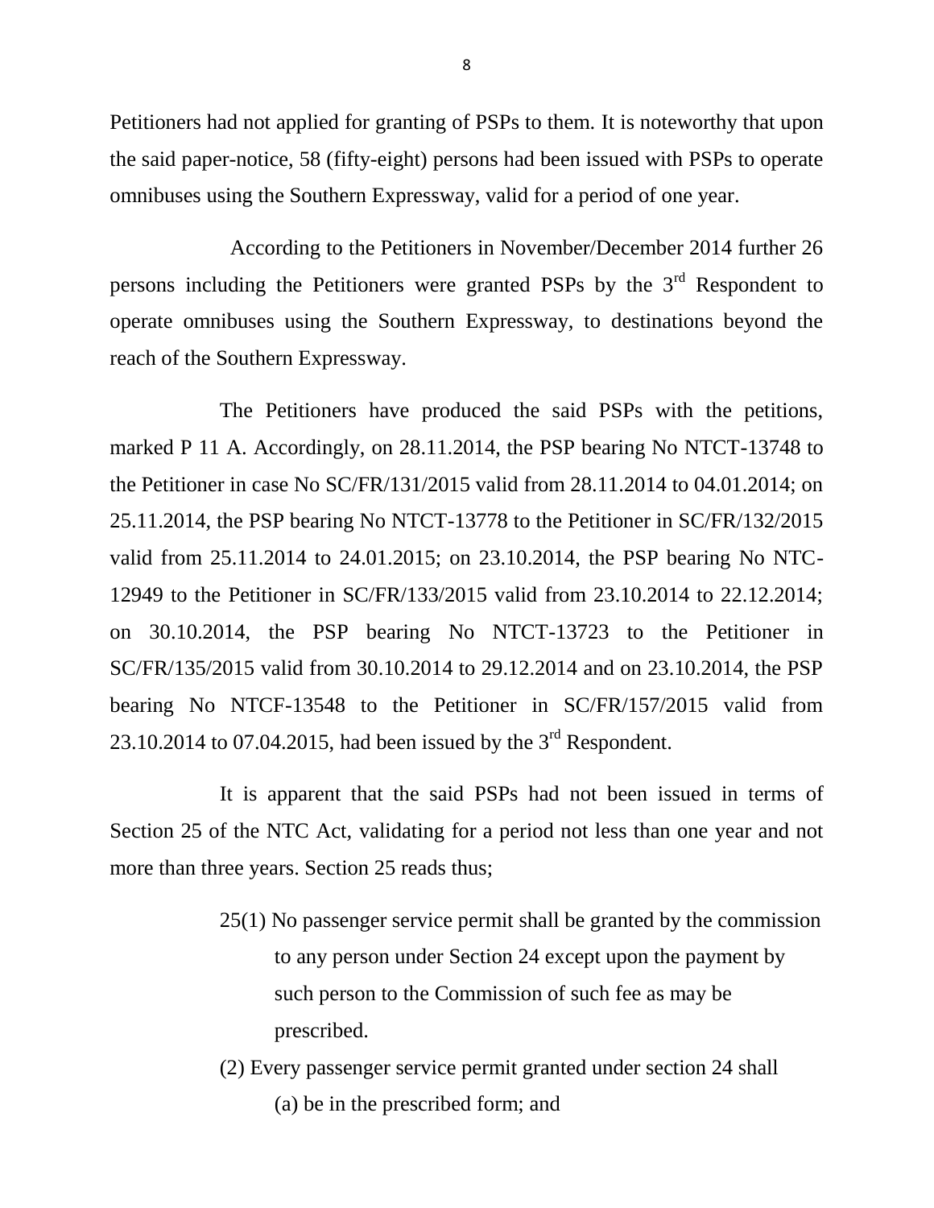Petitioners had not applied for granting of PSPs to them. It is noteworthy that upon the said paper-notice, 58 (fifty-eight) persons had been issued with PSPs to operate omnibuses using the Southern Expressway, valid for a period of one year.

According to the Petitioners in November/December 2014 further 26 persons including the Petitioners were granted PSPs by the 3rd Respondent to operate omnibuses using the Southern Expressway, to destinations beyond the reach of the Southern Expressway.

The Petitioners have produced the said PSPs with the petitions, marked P 11 A. Accordingly, on 28.11.2014, the PSP bearing No NTCT-13748 to the Petitioner in case No SC/FR/131/2015 valid from 28.11.2014 to 04.01.2014; on 25.11.2014, the PSP bearing No NTCT-13778 to the Petitioner in SC/FR/132/2015 valid from 25.11.2014 to 24.01.2015; on 23.10.2014, the PSP bearing No NTC-12949 to the Petitioner in SC/FR/133/2015 valid from 23.10.2014 to 22.12.2014; on 30.10.2014, the PSP bearing No NTCT-13723 to the Petitioner in SC/FR/135/2015 valid from 30.10.2014 to 29.12.2014 and on 23.10.2014, the PSP bearing No NTCF-13548 to the Petitioner in SC/FR/157/2015 valid from 23.10.2014 to 07.04.2015, had been issued by the 3rd Respondent.

It is apparent that the said PSPs had not been issued in terms of Section 25 of the NTC Act, validating for a period not less than one year and not more than three years. Section 25 reads thus;

> 25(1) No passenger service permit shall be granted by the commission to any person under Section 24 except upon the payment by such person to the Commission of such fee as may be prescribed.
>
> (2) Every passenger service permit granted under section 24 shall
>
> (a) be in the prescribed form; and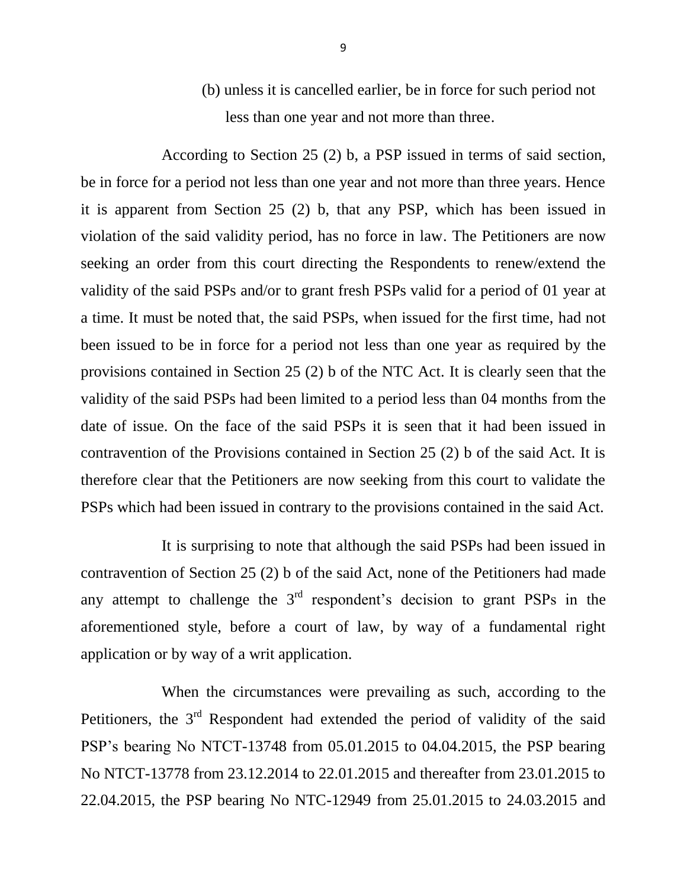(b) unless it is cancelled earlier, be in force for such period not less than one year and not more than three.

According to Section 25 (2) b, a PSP issued in terms of said section, be in force for a period not less than one year and not more than three years. Hence it is apparent from Section 25 (2) b, that any PSP, which has been issued in violation of the said validity period, has no force in law. The Petitioners are now seeking an order from this court directing the Respondents to renew/extend the validity of the said PSPs and/or to grant fresh PSPs valid for a period of 01 year at a time. It must be noted that, the said PSPs, when issued for the first time, had not been issued to be in force for a period not less than one year as required by the provisions contained in Section 25 (2) b of the NTC Act. It is clearly seen that the validity of the said PSPs had been limited to a period less than 04 months from the date of issue. On the face of the said PSPs it is seen that it had been issued in contravention of the Provisions contained in Section 25 (2) b of the said Act. It is therefore clear that the Petitioners are now seeking from this court to validate the PSPs which had been issued in contrary to the provisions contained in the said Act.

It is surprising to note that although the said PSPs had been issued in contravention of Section 25 (2) b of the said Act, none of the Petitioners had made any attempt to challenge the 3rd respondent's decision to grant PSPs in the aforementioned style, before a court of law, by way of a fundamental right application or by way of a writ application.

When the circumstances were prevailing as such, according to the Petitioners, the 3rd Respondent had extended the period of validity of the said PSP's bearing No NTCT-13748 from 05.01.2015 to 04.04.2015, the PSP bearing No NTCT-13778 from 23.12.2014 to 22.01.2015 and thereafter from 23.01.2015 to 22.04.2015, the PSP bearing No NTC-12949 from 25.01.2015 to 24.03.2015 and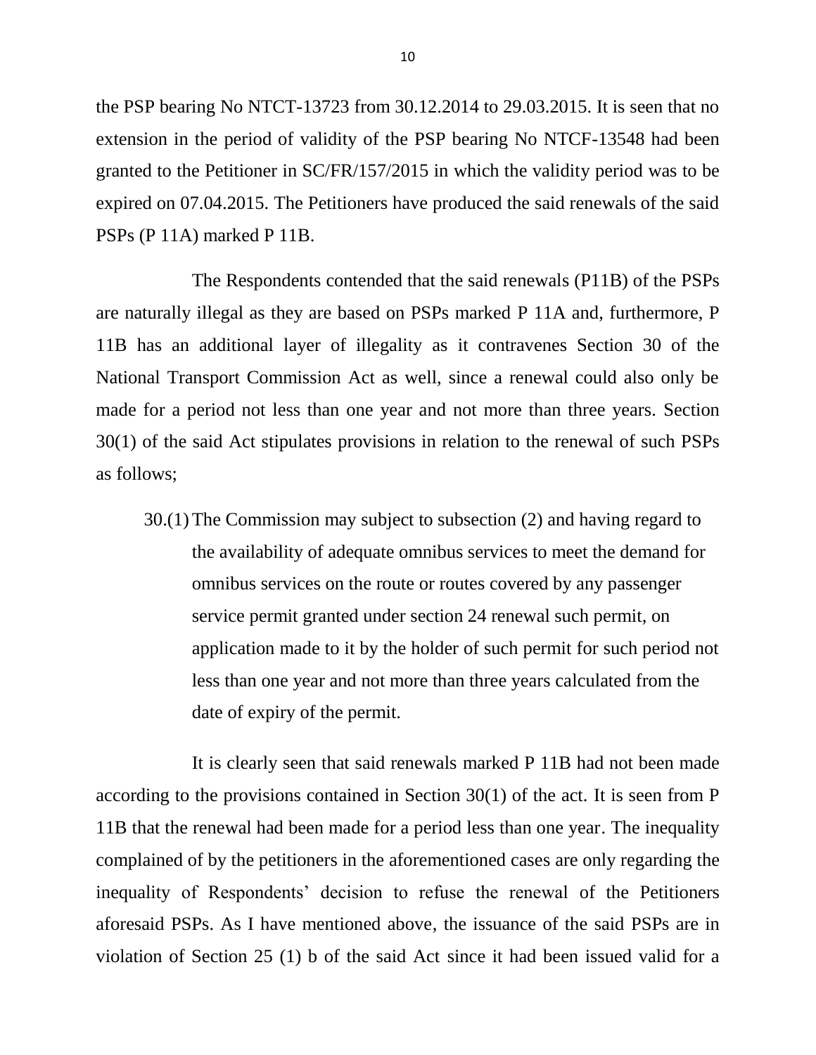the PSP bearing No NTCT-13723 from 30.12.2014 to 29.03.2015. It is seen that no extension in the period of validity of the PSP bearing No NTCF-13548 had been granted to the Petitioner in SC/FR/157/2015 in which the validity period was to be expired on 07.04.2015. The Petitioners have produced the said renewals of the said PSPs (P 11A) marked P 11B.

The Respondents contended that the said renewals (P11B) of the PSPs are naturally illegal as they are based on PSPs marked P 11A and, furthermore, P 11B has an additional layer of illegality as it contravenes Section 30 of the National Transport Commission Act as well, since a renewal could also only be made for a period not less than one year and not more than three years. Section 30(1) of the said Act stipulates provisions in relation to the renewal of such PSPs as follows;

> 30.(1) The Commission may subject to subsection (2) and having regard to the availability of adequate omnibus services to meet the demand for omnibus services on the route or routes covered by any passenger service permit granted under section 24 renewal such permit, on application made to it by the holder of such permit for such period not less than one year and not more than three years calculated from the date of expiry of the permit.

It is clearly seen that said renewals marked P 11B had not been made according to the provisions contained in Section 30(1) of the act. It is seen from P 11B that the renewal had been made for a period less than one year. The inequality complained of by the petitioners in the aforementioned cases are only regarding the inequality of Respondents' decision to refuse the renewal of the Petitioners aforesaid PSPs. As I have mentioned above, the issuance of the said PSPs are in violation of Section 25 (1) b of the said Act since it had been issued valid for a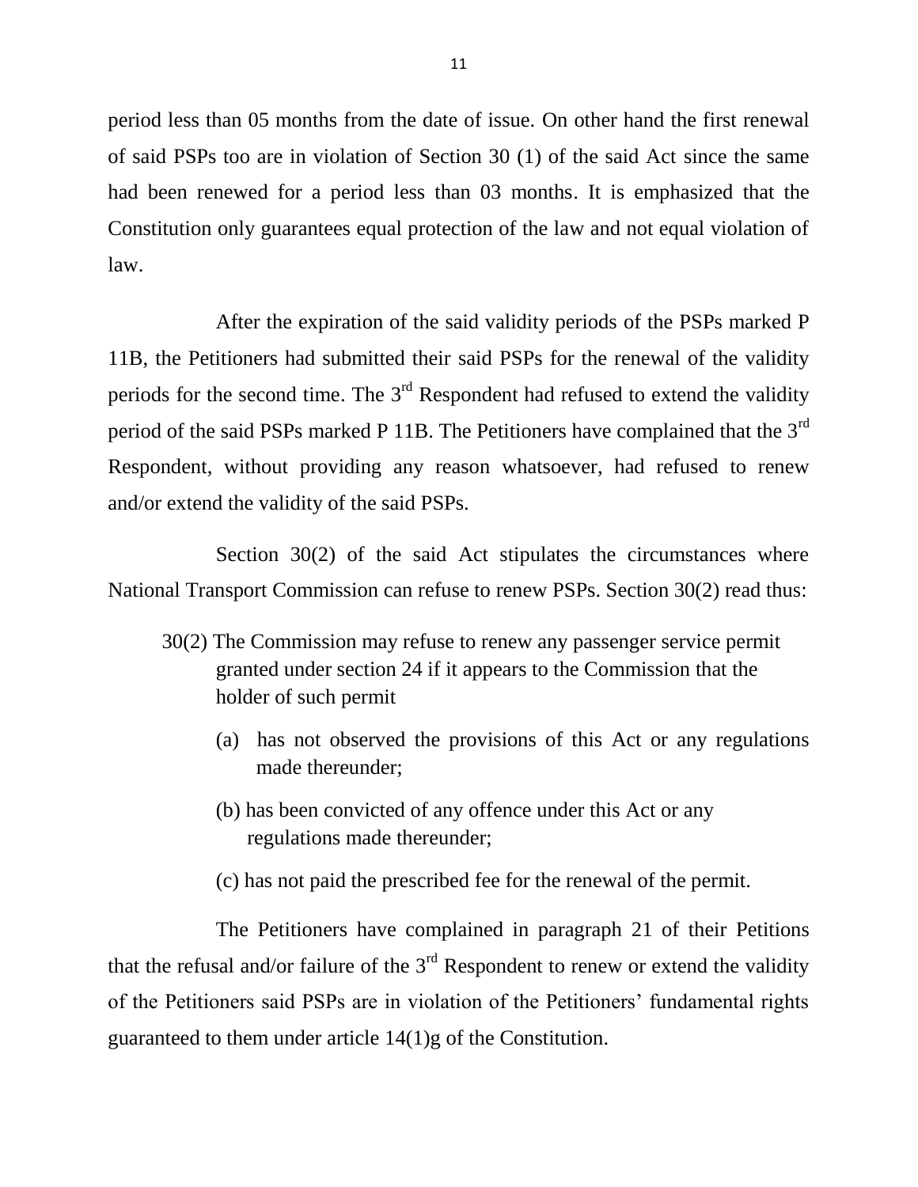period less than 05 months from the date of issue. On other hand the first renewal of said PSPs too are in violation of Section 30 (1) of the said Act since the same had been renewed for a period less than 03 months. It is emphasized that the Constitution only guarantees equal protection of the law and not equal violation of law.

After the expiration of the said validity periods of the PSPs marked P 11B, the Petitioners had submitted their said PSPs for the renewal of the validity periods for the second time. The 3rd Respondent had refused to extend the validity period of the said PSPs marked P 11B. The Petitioners have complained that the 3rd Respondent, without providing any reason whatsoever, had refused to renew and/or extend the validity of the said PSPs.

Section 30(2) of the said Act stipulates the circumstances where National Transport Commission can refuse to renew PSPs. Section 30(2) read thus:

> 30(2) The Commission may refuse to renew any passenger service permit granted under section 24 if it appears to the Commission that the holder of such permit
>
> (a) has not observed the provisions of this Act or any regulations made thereunder;
>
> (b) has been convicted of any offence under this Act or any regulations made thereunder;
>
> (c) has not paid the prescribed fee for the renewal of the permit.

The Petitioners have complained in paragraph 21 of their Petitions that the refusal and/or failure of the 3rd Respondent to renew or extend the validity of the Petitioners said PSPs are in violation of the Petitioners' fundamental rights guaranteed to them under article 14(1)g of the Constitution.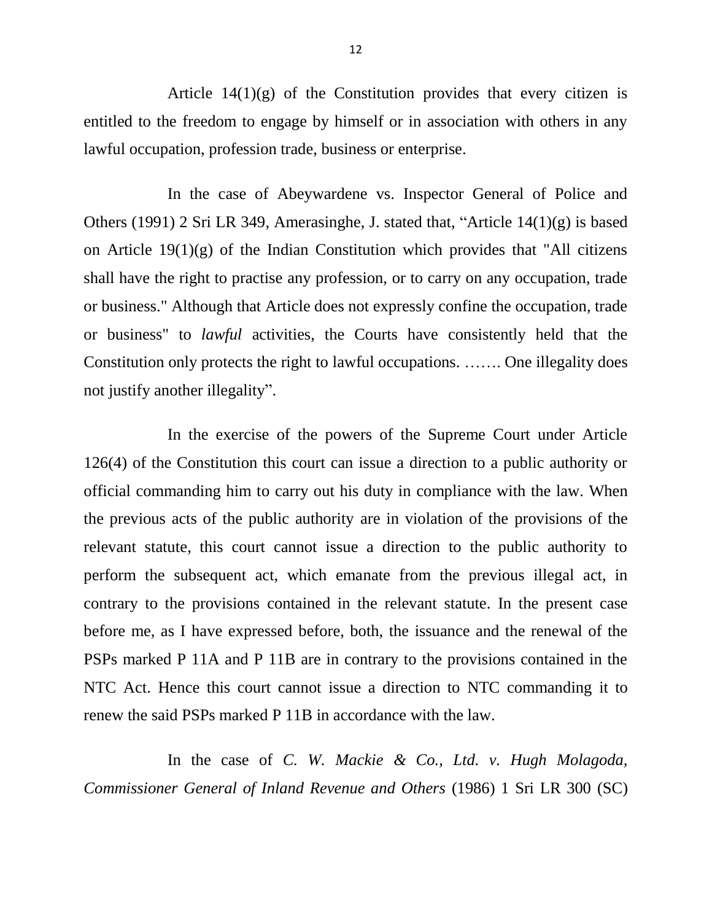Article 14(1)(g) of the Constitution provides that every citizen is entitled to the freedom to engage by himself or in association with others in any lawful occupation, profession trade, business or enterprise.

In the case of Abeywardene vs. Inspector General of Police and Others (1991) 2 Sri LR 349, Amerasinghe, J. stated that, "Article 14(1)(g) is based on Article 19(1)(g) of the Indian Constitution which provides that "All citizens shall have the right to practise any profession, or to carry on any occupation, trade or business." Although that Article does not expressly confine the occupation, trade or business" to *lawful* activities, the Courts have consistently held that the Constitution only protects the right to lawful occupations. ……. One illegality does not justify another illegality".

In the exercise of the powers of the Supreme Court under Article 126(4) of the Constitution this court can issue a direction to a public authority or official commanding him to carry out his duty in compliance with the law. When the previous acts of the public authority are in violation of the provisions of the relevant statute, this court cannot issue a direction to the public authority to perform the subsequent act, which emanate from the previous illegal act, in contrary to the provisions contained in the relevant statute. In the present case before me, as I have expressed before, both, the issuance and the renewal of the PSPs marked P 11A and P 11B are in contrary to the provisions contained in the NTC Act. Hence this court cannot issue a direction to NTC commanding it to renew the said PSPs marked P 11B in accordance with the law.

In the case of *C. W. Mackie & Co., Ltd. v. Hugh Molagoda, Commissioner General of Inland Revenue and Others* (1986) 1 Sri LR 300 (SC)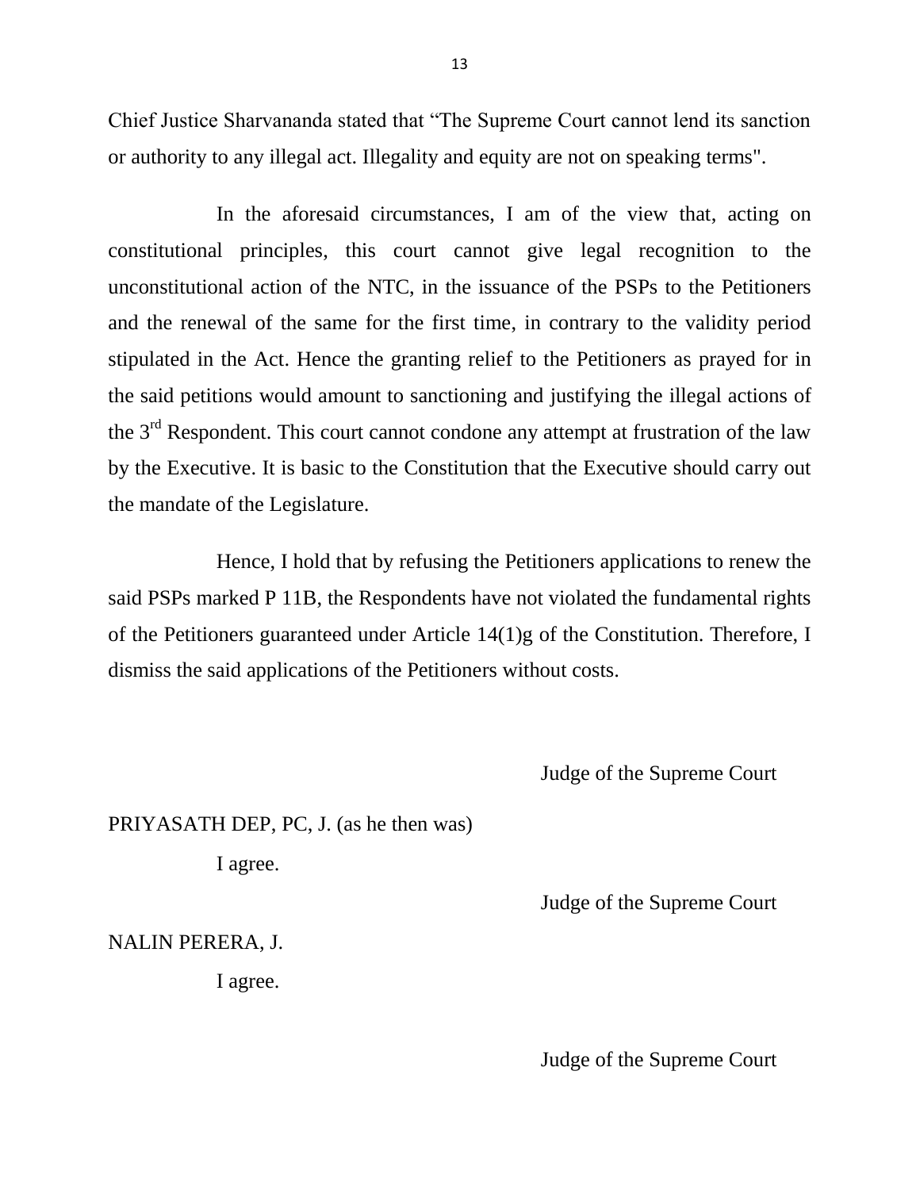Chief Justice Sharvananda stated that "The Supreme Court cannot lend its sanction or authority to any illegal act. Illegality and equity are not on speaking terms".

In the aforesaid circumstances, I am of the view that, acting on constitutional principles, this court cannot give legal recognition to the unconstitutional action of the NTC, in the issuance of the PSPs to the Petitioners and the renewal of the same for the first time, in contrary to the validity period stipulated in the Act. Hence the granting relief to the Petitioners as prayed for in the said petitions would amount to sanctioning and justifying the illegal actions of the 3rd Respondent. This court cannot condone any attempt at frustration of the law by the Executive. It is basic to the Constitution that the Executive should carry out the mandate of the Legislature.

Hence, I hold that by refusing the Petitioners applications to renew the said PSPs marked P 11B, the Respondents have not violated the fundamental rights of the Petitioners guaranteed under Article 14(1)g of the Constitution. Therefore, I dismiss the said applications of the Petitioners without costs.

Judge of the Supreme Court

PRIYASATH DEP, PC, J. (as he then was)

I agree.

Judge of the Supreme Court

NALIN PERERA, J.

I agree.

Judge of the Supreme Court